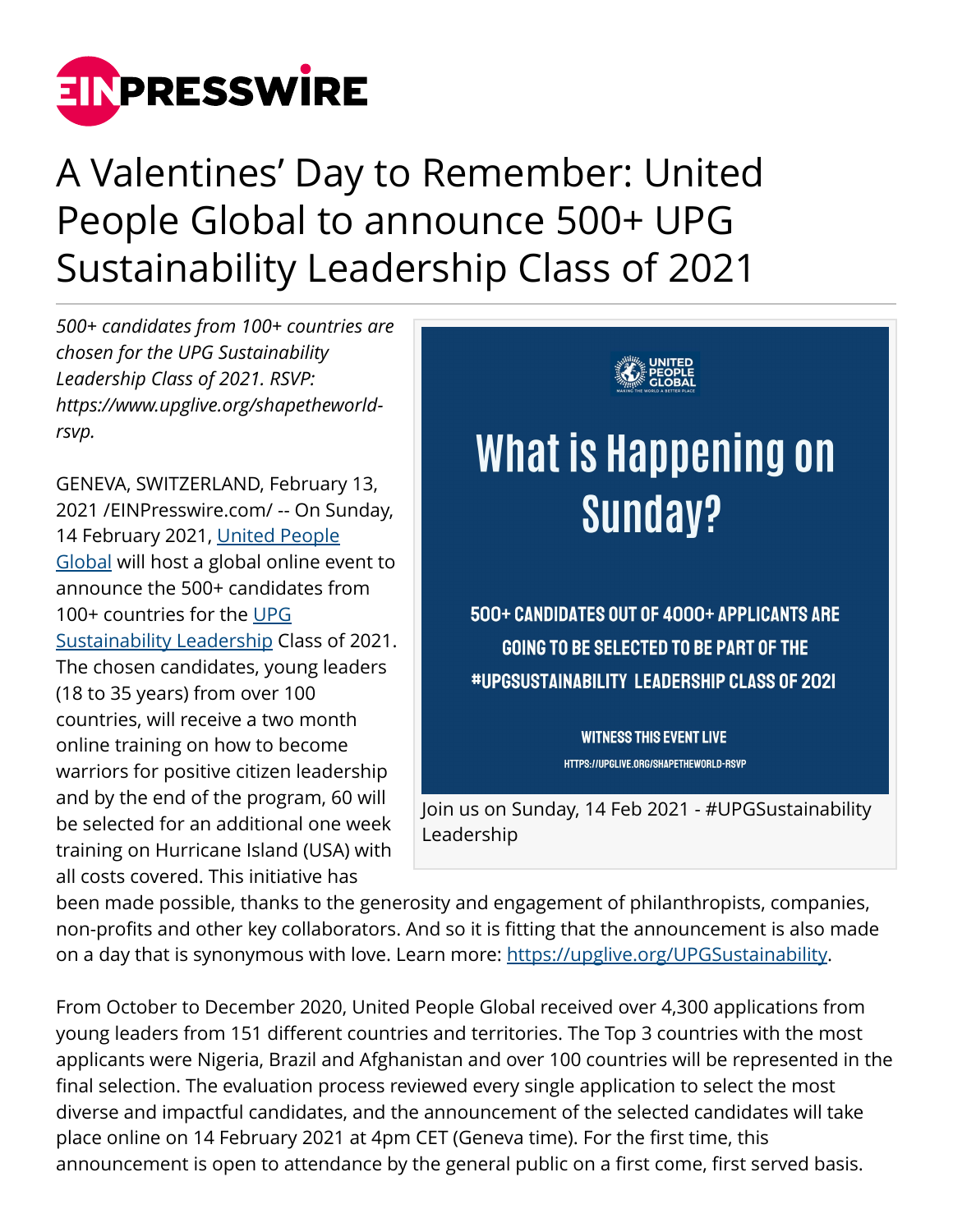# A Valentines' Day to Remember: United People Global to announce 500+ UPG Sustainability Leadership Class of 2021

*500+ candidates from 100+ countries are chosen for the UPG Sustainability Leadership Class of 2021. RSVP: https://www.upglive.org/shapetheworld-rsvp.*

GENEVA, SWITZERLAND, February 13, 2021 /EINPresswire.com/ -- On Sunday, 14 February 2021, [United People Global] will host a global online event to announce the 500+ candidates from 100+ countries for the [UPG Sustainability Leadership] Class of 2021. The chosen candidates, young leaders (18 to 35 years) from over 100 countries, will receive a two month online training on how to become warriors for positive citizen leadership and by the end of the program, 60 will be selected for an additional one week training on Hurricane Island (USA) with all costs covered. This initiative has been made possible, thanks to the generosity and engagement of philanthropists, companies, non-profits and other key collaborators. And so it is fitting that the announcement is also made on a day that is synonymous with love. Learn more: https://upglive.org/UPGSustainability.

Join us on Sunday, 14 Feb 2021 - #UPGSustainability Leadership

From October to December 2020, United People Global received over 4,300 applications from young leaders from 151 different countries and territories. The Top 3 countries with the most applicants were Nigeria, Brazil and Afghanistan and over 100 countries will be represented in the final selection. The evaluation process reviewed every single application to select the most diverse and impactful candidates, and the announcement of the selected candidates will take place online on 14 February 2021 at 4pm CET (Geneva time). For the first time, this announcement is open to attendance by the general public on a first come, first served basis.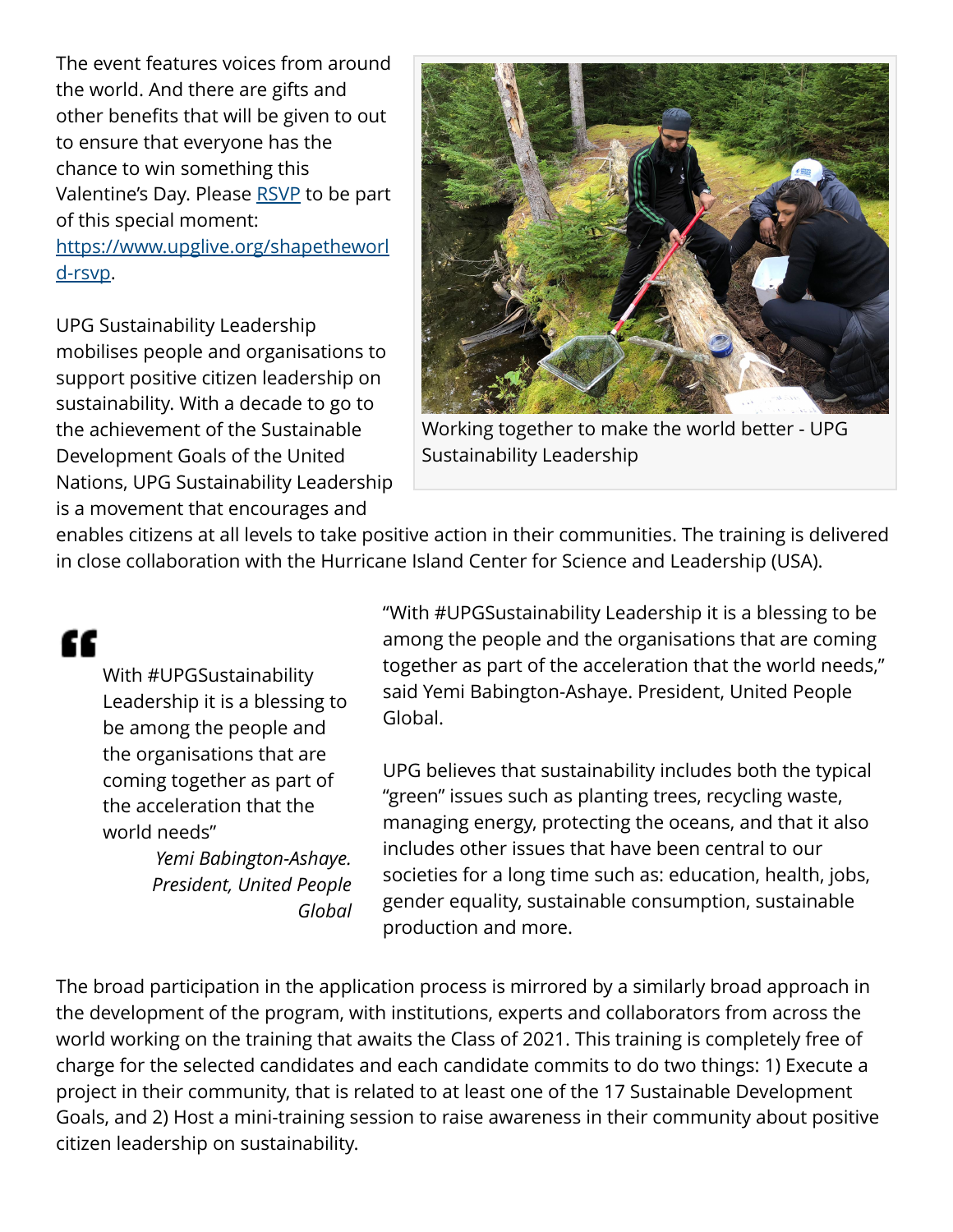The event features voices from around the world. And there are gifts and other benefits that will be given to out to ensure that everyone has the chance to win something this Valentine's Day. Please [RSVP](https://www.upglive.org/shapetheworld-rsvp) to be part of this special moment: [https://www.upglive.org/shapetheworld-rsvp](https://www.upglive.org/shapetheworld-rsvp).

Working together to make the world better - UPG Sustainability Leadership

UPG Sustainability Leadership mobilises people and organisations to support positive citizen leadership on sustainability. With a decade to go to the achievement of the Sustainable Development Goals of the United Nations, UPG Sustainability Leadership is a movement that encourages and enables citizens at all levels to take positive action in their communities. The training is delivered in close collaboration with the Hurricane Island Center for Science and Leadership (USA).

> With #UPGSustainability Leadership it is a blessing to be among the people and the organisations that are coming together as part of the acceleration that the world needs"
>
> *Yemi Babington-Ashaye. President, United People Global*

"With #UPGSustainability Leadership it is a blessing to be among the people and the organisations that are coming together as part of the acceleration that the world needs," said Yemi Babington-Ashaye. President, United People Global.

UPG believes that sustainability includes both the typical "green" issues such as planting trees, recycling waste, managing energy, protecting the oceans, and that it also includes other issues that have been central to our societies for a long time such as: education, health, jobs, gender equality, sustainable consumption, sustainable production and more.

The broad participation in the application process is mirrored by a similarly broad approach in the development of the program, with institutions, experts and collaborators from across the world working on the training that awaits the Class of 2021. This training is completely free of charge for the selected candidates and each candidate commits to do two things: 1) Execute a project in their community, that is related to at least one of the 17 Sustainable Development Goals, and 2) Host a mini-training session to raise awareness in their community about positive citizen leadership on sustainability.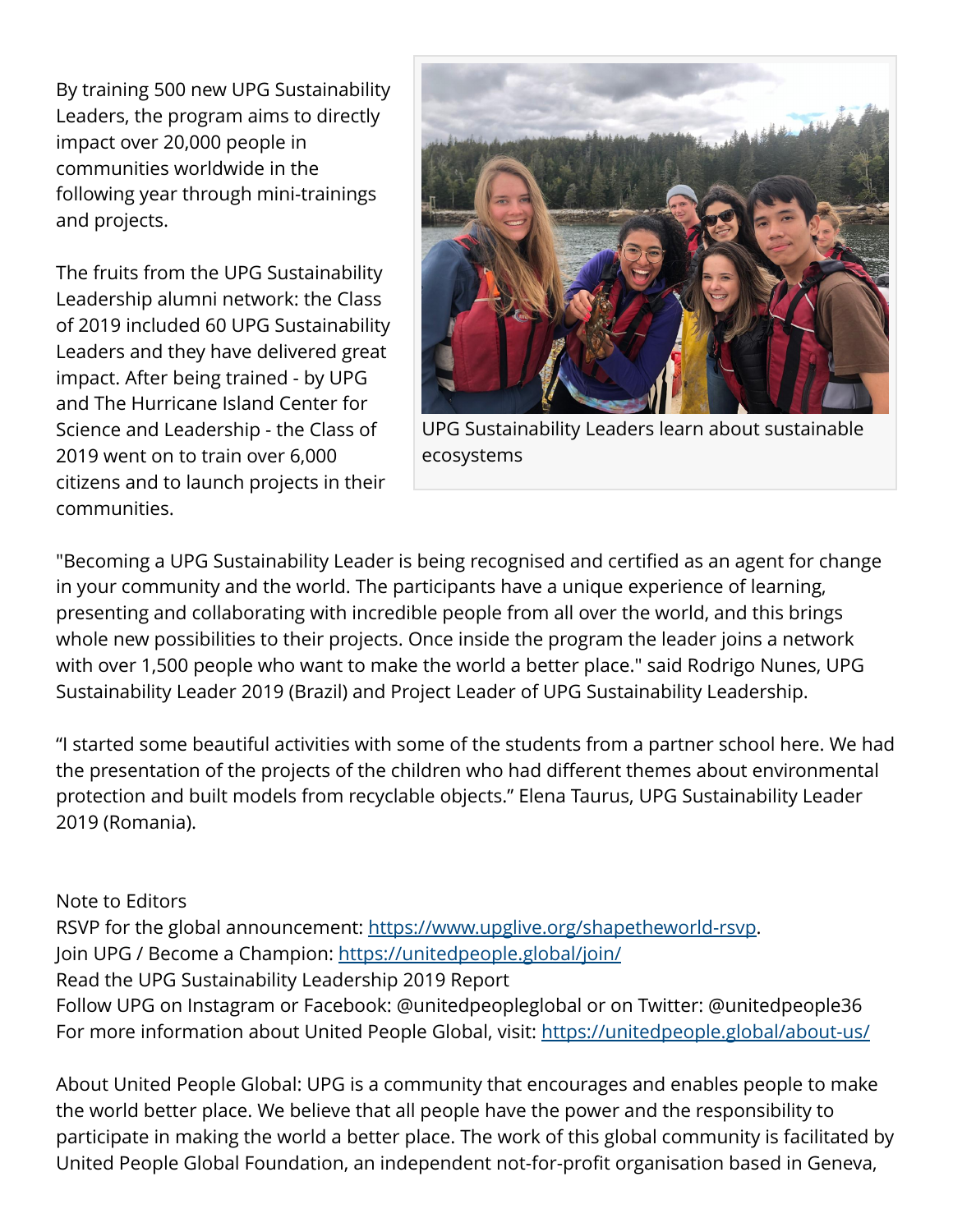By training 500 new UPG Sustainability Leaders, the program aims to directly impact over 20,000 people in communities worldwide in the following year through mini-trainings and projects.

The fruits from the UPG Sustainability Leadership alumni network: the Class of 2019 included 60 UPG Sustainability Leaders and they have delivered great impact. After being trained - by UPG and The Hurricane Island Center for Science and Leadership - the Class of 2019 went on to train over 6,000 citizens and to launch projects in their communities.

UPG Sustainability Leaders learn about sustainable ecosystems

"Becoming a UPG Sustainability Leader is being recognised and certified as an agent for change in your community and the world. The participants have a unique experience of learning, presenting and collaborating with incredible people from all over the world, and this brings whole new possibilities to their projects. Once inside the program the leader joins a network with over 1,500 people who want to make the world a better place." said Rodrigo Nunes, UPG Sustainability Leader 2019 (Brazil) and Project Leader of UPG Sustainability Leadership.

"I started some beautiful activities with some of the students from a partner school here. We had the presentation of the projects of the children who had different themes about environmental protection and built models from recyclable objects." Elena Taurus, UPG Sustainability Leader 2019 (Romania).

Note to Editors
RSVP for the global announcement: https://www.upglive.org/shapetheworld-rsvp.
Join UPG / Become a Champion: https://unitedpeople.global/join/
Read the UPG Sustainability Leadership 2019 Report
Follow UPG on Instagram or Facebook: @unitedpeopleglobal or on Twitter: @unitedpeople36
For more information about United People Global, visit: https://unitedpeople.global/about-us/

About United People Global: UPG is a community that encourages and enables people to make the world better place. We believe that all people have the power and the responsibility to participate in making the world a better place. The work of this global community is facilitated by United People Global Foundation, an independent not-for-profit organisation based in Geneva,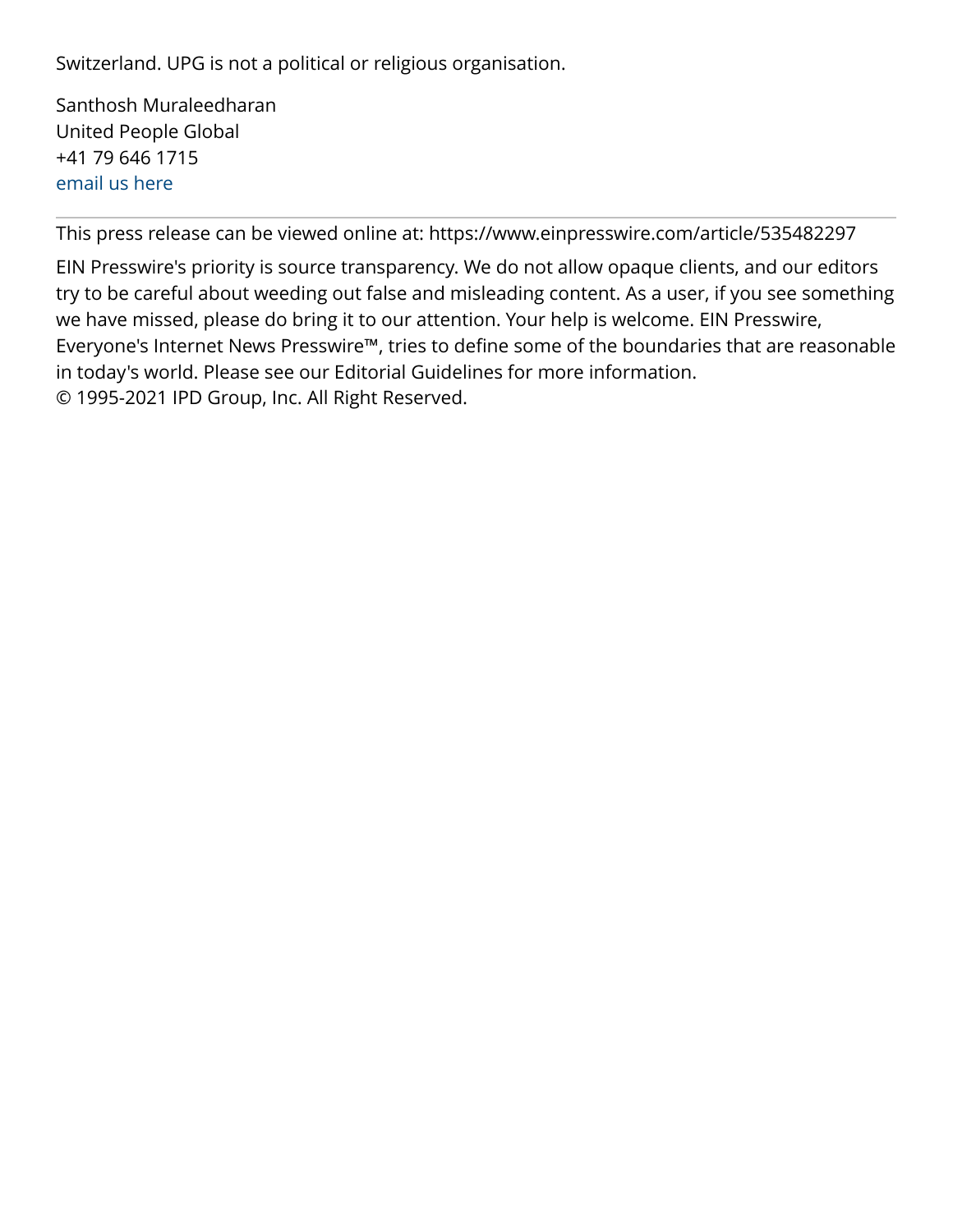Switzerland. UPG is not a political or religious organisation.

Santhosh Muraleedharan
United People Global
+41 79 646 1715
email us here

---

This press release can be viewed online at: https://www.einpresswire.com/article/535482297

EIN Presswire's priority is source transparency. We do not allow opaque clients, and our editors try to be careful about weeding out false and misleading content. As a user, if you see something we have missed, please do bring it to our attention. Your help is welcome. EIN Presswire, Everyone's Internet News Presswire™, tries to define some of the boundaries that are reasonable in today's world. Please see our Editorial Guidelines for more information.
© 1995-2021 IPD Group, Inc. All Right Reserved.